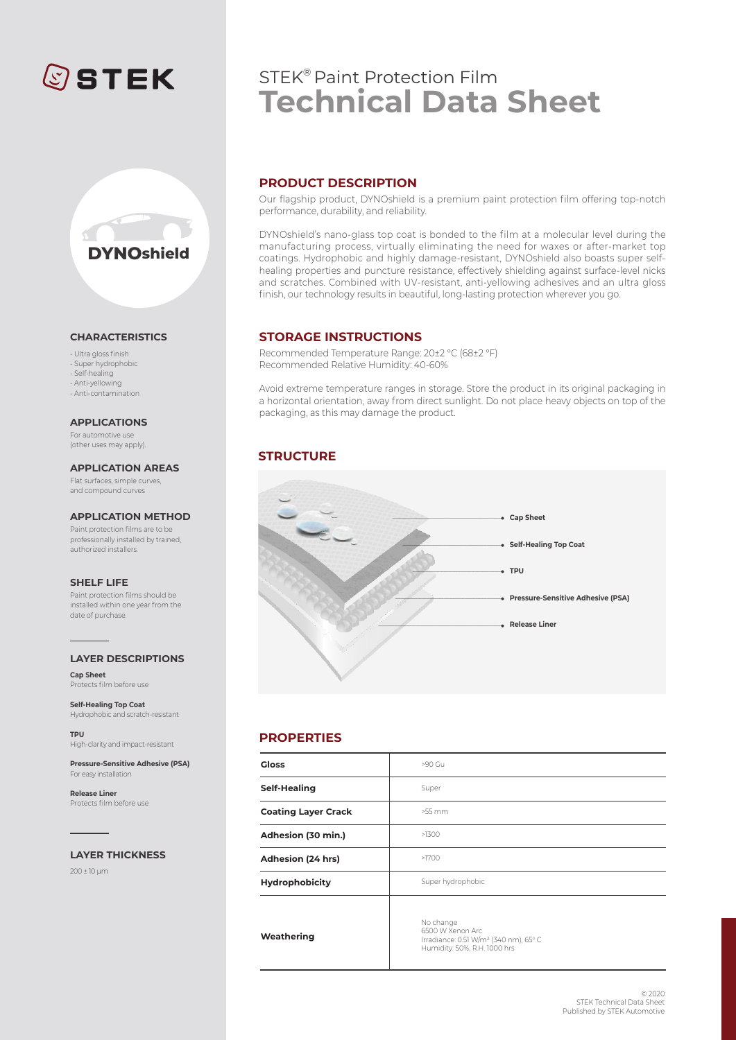# STEK

**DYNOshield**

#### CHARACTERISTICS

- Ultra gloss finish
- Super hydrophobic
- Self-healing
- Anti-yellowing
- Anti-contamination

#### APPLICATIONS

For automotive use
(other uses may apply).

#### APPLICATION AREAS

Flat surfaces, simple curves, and compound curves

#### APPLICATION METHOD

Paint protection films are to be professionally installed by trained, authorized installers.

#### SHELF LIFE

Paint protection films should be installed within one year from the date of purchase.

#### LAYER DESCRIPTIONS

**Cap Sheet**
Protects film before use

**Self-Healing Top Coat**
Hydrophobic and scratch-resistant

**TPU**
High-clarity and impact-resistant

**Pressure-Sensitive Adhesive (PSA)**
For easy installation

**Release Liner**
Protects film before use

#### LAYER THICKNESS

200 ± 10 µm

# STEK® Paint Protection Film
# Technical Data Sheet

## PRODUCT DESCRIPTION

Our flagship product, DYNOshield is a premium paint protection film offering top-notch performance, durability, and reliability.

DYNOshield's nano-glass top coat is bonded to the film at a molecular level during the manufacturing process, virtually eliminating the need for waxes or after-market top coatings. Hydrophobic and highly damage-resistant, DYNOshield also boasts super self-healing properties and puncture resistance, effectively shielding against surface-level nicks and scratches. Combined with UV-resistant, anti-yellowing adhesives and an ultra gloss finish, our technology results in beautiful, long-lasting protection wherever you go.

## STORAGE INSTRUCTIONS

Recommended Temperature Range: 20±2 °C (68±2 °F)
Recommended Relative Humidity: 40-60%

Avoid extreme temperature ranges in storage. Store the product in its original packaging in a horizontal orientation, away from direct sunlight. Do not place heavy objects on top of the packaging, as this may damage the product.

## STRUCTURE

- **Cap Sheet**
- **Self-Healing Top Coat**
- **TPU**
- **Pressure-Sensitive Adhesive (PSA)**
- **Release Liner**

## PROPERTIES

| Property | Value |
|---|---|
| **Gloss** | >90 Gu |
| **Self-Healing** | Super |
| **Coating Layer Crack** | >55 mm |
| **Adhesion (30 min.)** | >1300 |
| **Adhesion (24 hrs)** | >1700 |
| **Hydrophobicity** | Super hydrophobic |
| **Weathering** | No change<br>6500 W Xenon Arc<br>Irradiance: 0.51 W/m² (340 nm), 65° C<br>Humidity: 50%, R.H. 1000 hrs |

© 2020
STEK Technical Data Sheet
Published by STEK Automotive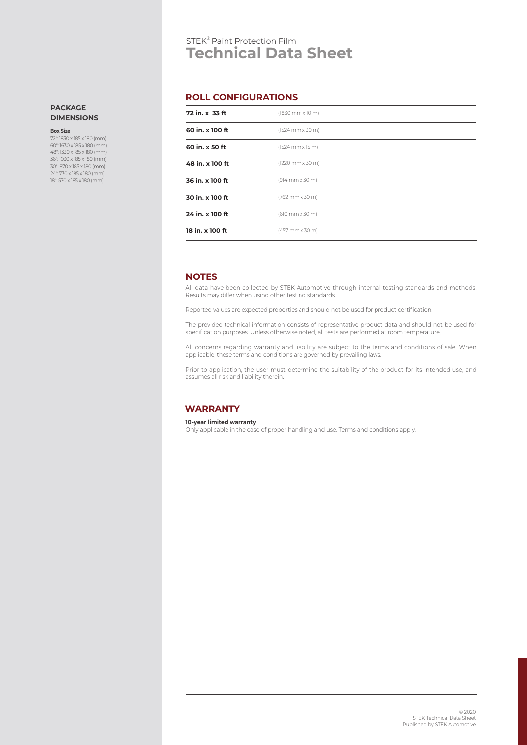STEK® Paint Protection Film

# Technical Data Sheet

## PACKAGE DIMENSIONS

**Box Size**

72": 1830 x 185 x 180 (mm)
60": 1630 x 185 x 180 (mm)
48": 1330 x 185 x 180 (mm)
36": 1030 x 185 x 180 (mm)
30": 870 x 185 x 180 (mm)
24": 730 x 185 x 180 (mm)
18": 570 x 185 x 180 (mm)

## ROLL CONFIGURATIONS

| | |
|---|---|
| **72 in. x 33 ft** | (1830 mm x 10 m) |
| **60 in. x 100 ft** | (1524 mm x 30 m) |
| **60 in. x 50 ft** | (1524 mm x 15 m) |
| **48 in. x 100 ft** | (1220 mm x 30 m) |
| **36 in. x 100 ft** | (914 mm x 30 m) |
| **30 in. x 100 ft** | (762 mm x 30 m) |
| **24 in. x 100 ft** | (610 mm x 30 m) |
| **18 in. x 100 ft** | (457 mm x 30 m) |

## NOTES

All data have been collected by STEK Automotive through internal testing standards and methods. Results may differ when using other testing standards.

Reported values are expected properties and should not be used for product certification.

The provided technical information consists of representative product data and should not be used for specification purposes. Unless otherwise noted, all tests are performed at room temperature.

All concerns regarding warranty and liability are subject to the terms and conditions of sale. When applicable, these terms and conditions are governed by prevailing laws.

Prior to application, the user must determine the suitability of the product for its intended use, and assumes all risk and liability therein.

## WARRANTY

**10-year limited warranty**
Only applicable in the case of proper handling and use. Terms and conditions apply.

© 2020
STEK Technical Data Sheet
Published by STEK Automotive